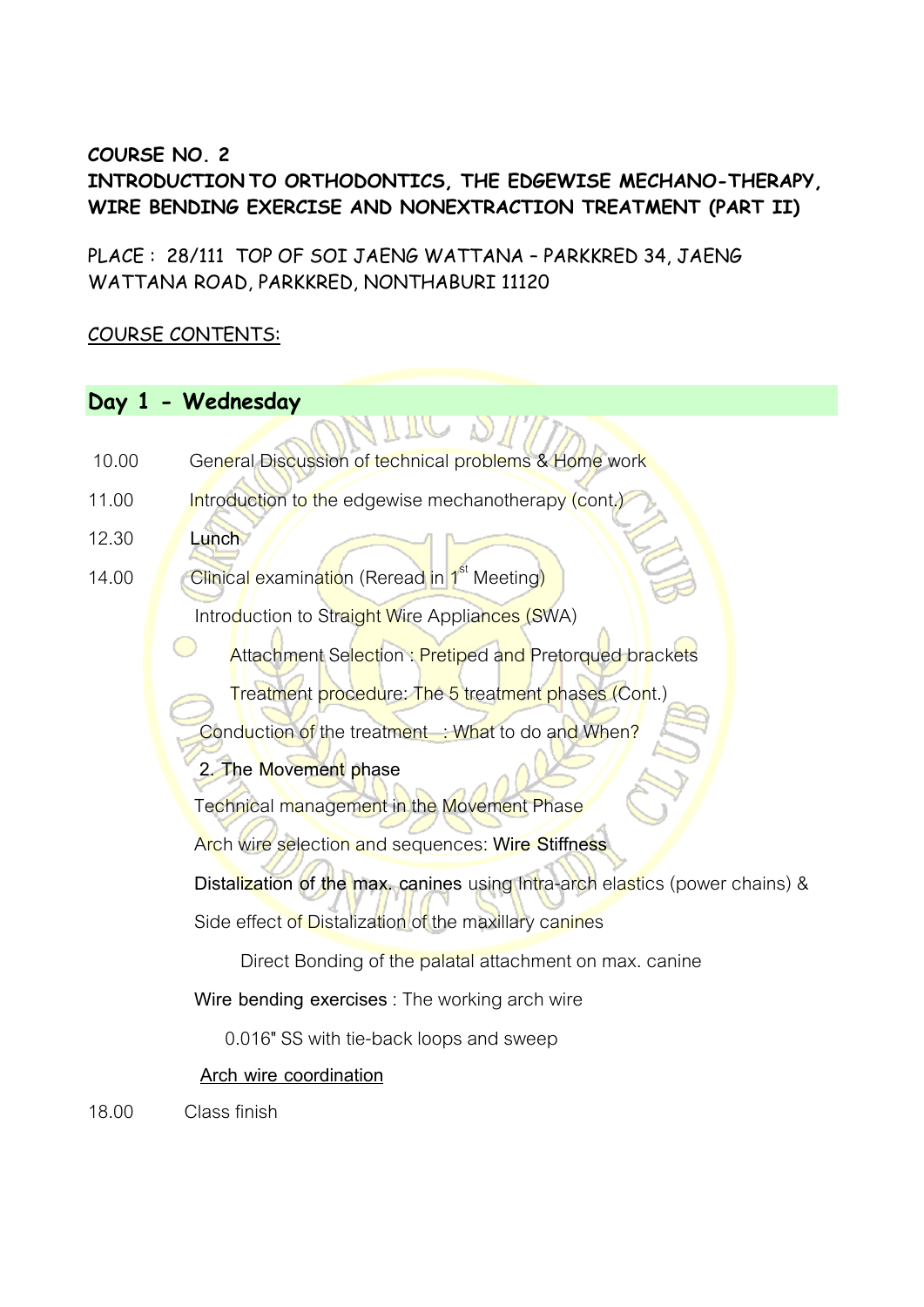**COURSE NO. 2**
**INTRODUCTION TO ORTHODONTICS, THE EDGEWISE MECHANO-THERAPY, WIRE BENDING EXERCISE AND NONEXTRACTION TREATMENT (PART II)**

PLACE : 28/111 TOP OF SOI JAENG WATTANA – PARKKRED 34, JAENG WATTANA ROAD, PARKKRED, NONTHABURI 11120

COURSE CONTENTS:

## Day 1 - Wednesday

10.00 General Discussion of technical problems & Home work

11.00 Introduction to the edgewise mechanotherapy (cont.)

12.30 **Lunch**

14.00 Clinical examination (Reread in 1st Meeting)

Introduction to Straight Wire Appliances (SWA)

Attachment Selection : Pretiped and Pretorqued brackets

Treatment procedure: The 5 treatment phases (Cont.)

Conduction of the treatment : What to do and When?

**2. The Movement phase**

Technical management in the Movement Phase

Arch wire selection and sequences: **Wire Stiffness**

**Distalization of the max. canines** using Intra-arch elastics (power chains) &

Side effect of Distalization of the maxillary canines

Direct Bonding of the palatal attachment on max. canine

**Wire bending exercises** : The working arch wire

0.016" SS with tie-back loops and sweep

**Arch wire coordination**

18.00 Class finish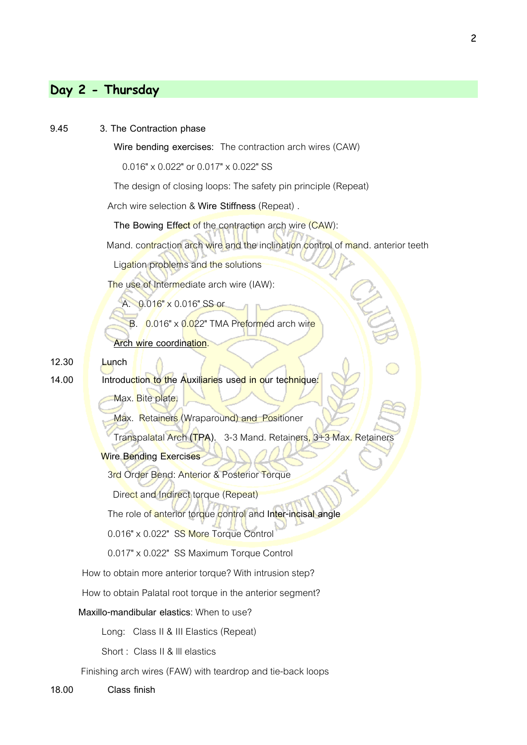## Day 2 - Thursday

9.45 **3. The Contraction phase**

**Wire bending exercises:** The contraction arch wires (CAW)

0.016" x 0.022" or 0.017" x 0.022" SS

The design of closing loops: The safety pin principle (Repeat)

Arch wire selection & **Wire Stiffness** (Repeat) .

**The Bowing Effect** of the contraction arch wire (CAW):

Mand. contraction arch wire and the inclination control of mand. anterior teeth

Ligation problems and the solutions

The use of Intermediate arch wire (IAW):

A. 0.016" x 0.016" SS or

B. 0.016" x 0.022" TMA Preformed arch wire

**Arch wire coordination**.

12.30 **Lunch**

14.00 **Introduction to the Auxiliaries used in our technique:**

Max. Bite plate.

Max. Retainers (Wraparound) and Positioner

Transpalatal Arch **(TPA).** 3-3 Mand. Retainers, 3+3 Max. Retainers

**Wire Bending Exercises**

3rd Order Bend: Anterior & Posterior Torque

Direct and Indirect torque (Repeat)

The role of anterior torque control and **Inter-incisal angle**

0.016" x 0.022" SS More Torque Control

0.017" x 0.022" SS Maximum Torque Control

How to obtain more anterior torque? With intrusion step?

How to obtain Palatal root torque in the anterior segment?

**Maxillo-mandibular elastics**: When to use?

Long: Class II & III Elastics (Repeat)

Short : Class II & lll elastics

Finishing arch wires (FAW) with teardrop and tie-back loops

18.00 **Class finish**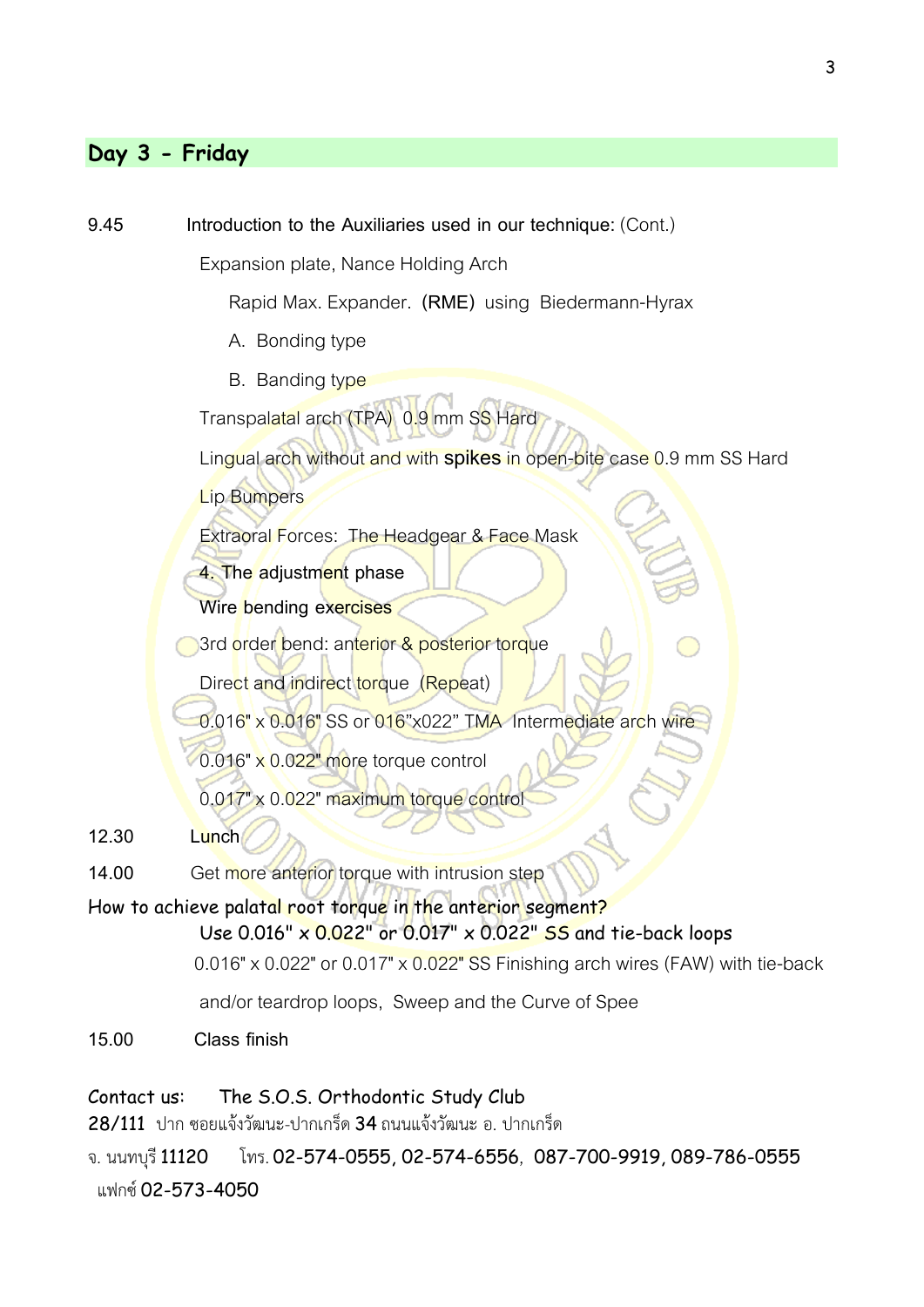## Day 3 - Friday

9.45 **Introduction to the Auxiliaries used in our technique:** (Cont.)

Expansion plate, Nance Holding Arch

Rapid Max. Expander. **(RME)** using Biedermann-Hyrax

A. Bonding type

B. Banding type

Transpalatal arch (TPA) 0.9 mm SS Hard

Lingual arch without and with **spikes** in open-bite case 0.9 mm SS Hard

Lip Bumpers

Extraoral Forces: The Headgear & Face Mask

**4. The adjustment phase**

**Wire bending exercises**

3rd order bend: anterior & posterior torque

Direct and indirect torque (Repeat)

0.016" x 0.016" SS or 016"x022" TMA Intermediate arch wire

0.016" x 0.022" more torque control

0.017" x 0.022" maximum torque control

12.30 Lunch

14.00 Get more anterior torque with intrusion step

**How to achieve palatal root torque in the anterior segment?**

**Use 0.016" x 0.022" or 0.017" x 0.022" SS and tie-back loops**

0.016" x 0.022" or 0.017" x 0.022" SS Finishing arch wires (FAW) with tie-back and/or teardrop loops, Sweep and the Curve of Spee

15.00 Class finish

**Contact us:** The S.O.S. Orthodontic Study Club

**28/111** ปาก ซอยแจ้งวัฒนะ-ปากเกร็ด **34** ถนนแจ้งวัฒนะ อ. ปากเกร็ด

จ. นนทบุรี **11120** โทร. **02-574-0555, 02-574-6556, 087-700-9919, 089-786-0555**

แฟกซ์ **02-573-4050**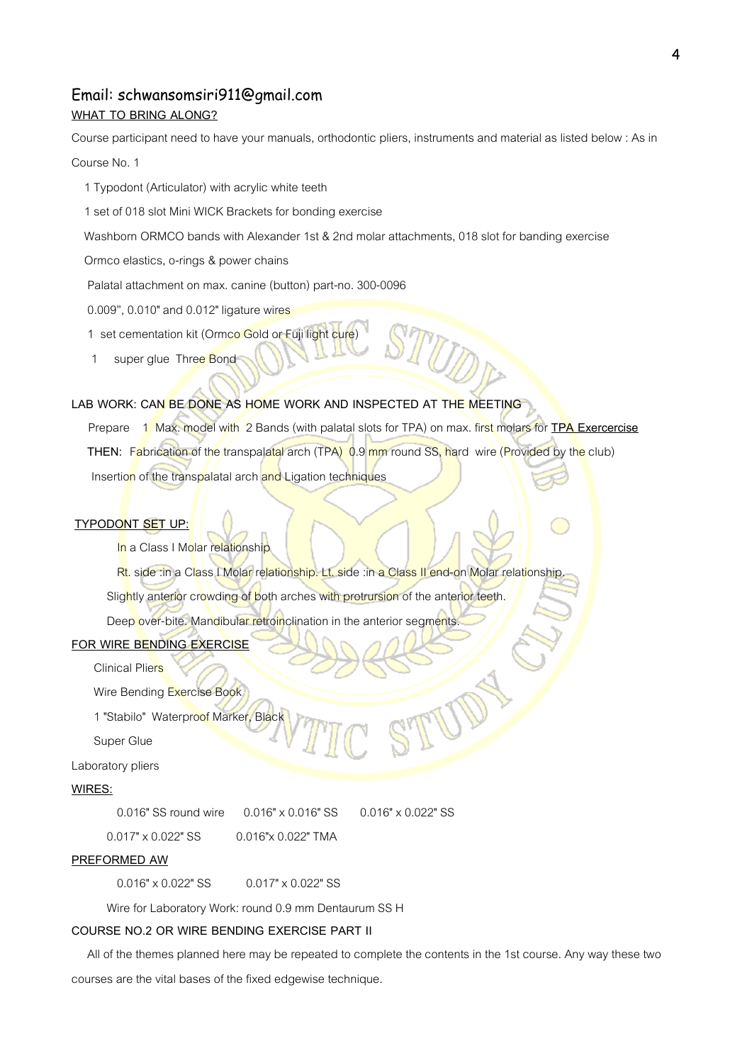Email: schwansomsiri911@gmail.com

**WHAT TO BRING ALONG?**

Course participant need to have your manuals, orthodontic pliers, instruments and material as listed below : As in Course No. 1

- 1 Typodont (Articulator) with acrylic white teeth
- 1 set of 018 slot Mini WICK Brackets for bonding exercise
- Washborn ORMCO bands with Alexander 1st & 2nd molar attachments, 018 slot for banding exercise
- Ormco elastics, o-rings & power chains
- Palatal attachment on max. canine (button) part-no. 300-0096
- 0.009", 0.010" and 0.012" ligature wires
- 1 set cementation kit (Ormco Gold or Fuji light cure)
- 1 super glue Three Bond

**LAB WORK: CAN BE DONE AS HOME WORK AND INSPECTED AT THE MEETING**

Prepare 1 Max. model with 2 Bands (with palatal slots for TPA) on max. first molars for **TPA Exercercise**

**THEN:** Fabrication of the transpalatal arch (TPA) 0.9 mm round SS, hard wire (Provided by the club)

Insertion of the transpalatal arch and Ligation techniques

**TYPODONT SET UP:**

In a Class I Molar relationship

Rt. side :in a Class I Molar relationship. Lt. side :in a Class II end-on Molar relationship.

Slightly anterior crowding of both arches with protrursion of the anterior teeth.

Deep over-bite. Mandibular retroinclination in the anterior segments.

**FOR WIRE BENDING EXERCISE**

- Clinical Pliers
- Wire Bending Exercise Book
- 1 "Stabilo" Waterproof Marker, Black
- Super Glue

Laboratory pliers

**WIRES:**

0.016" SS round wire 0.016" x 0.016" SS 0.016" x 0.022" SS

0.017" x 0.022" SS 0.016"x 0.022" TMA

**PREFORMED AW**

0.016" x 0.022" SS 0.017" x 0.022" SS

Wire for Laboratory Work: round 0.9 mm Dentaurum SS H

**COURSE NO.2 OR WIRE BENDING EXERCISE PART II**

All of the themes planned here may be repeated to complete the contents in the 1st course. Any way these two courses are the vital bases of the fixed edgewise technique.